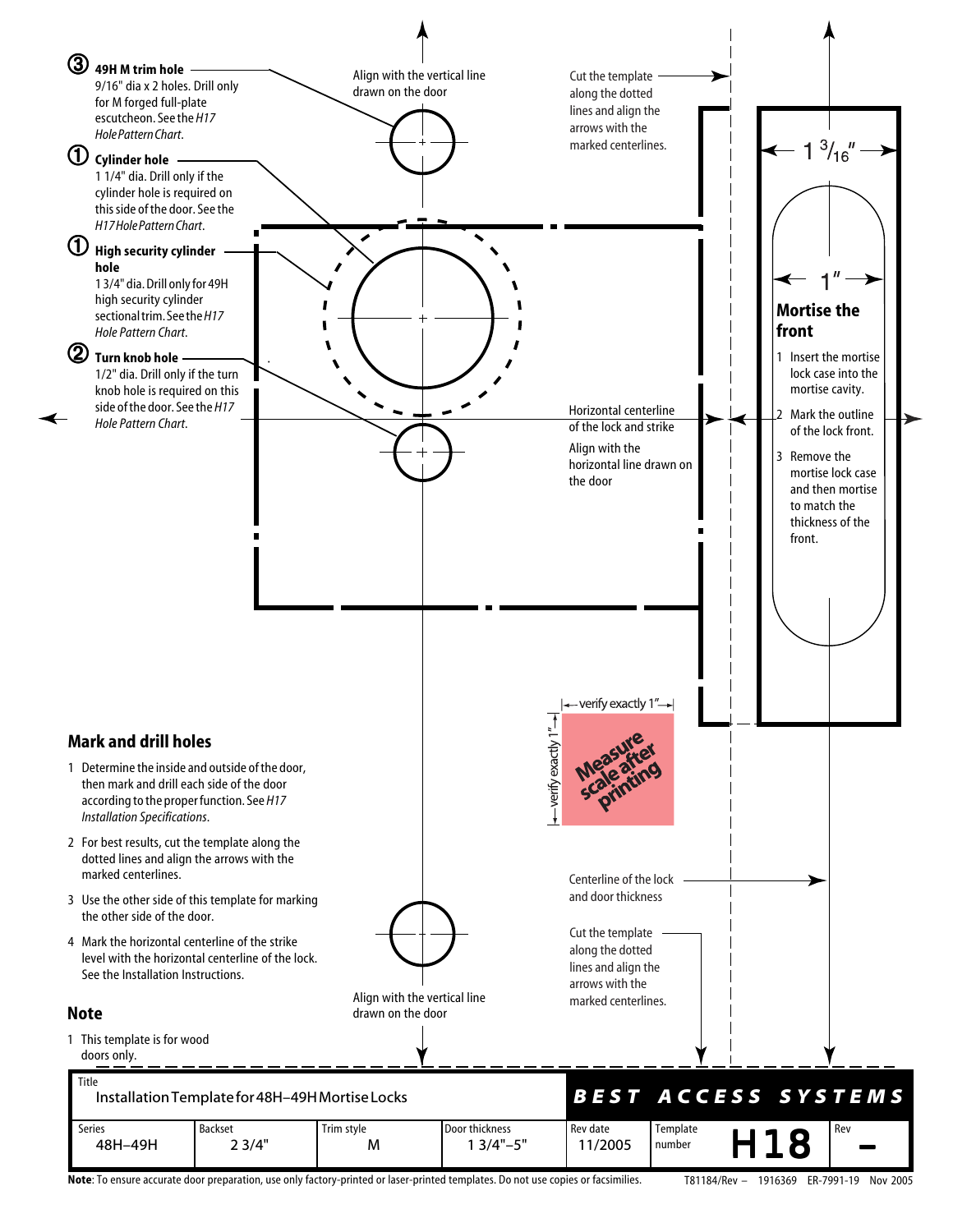③ **49H M trim hole**
9/16" dia x 2 holes. Drill only for M forged full-plate escutcheon. See the *H17 Hole Pattern Chart*.

① **Cylinder hole**
1 1/4" dia. Drill only if the cylinder hole is required on this side of the door. See the *H17 Hole Pattern Chart*.

① **High security cylinder hole**
1 3/4" dia. Drill only for 49H high security cylinder sectional trim. See the *H17 Hole Pattern Chart*.

② **Turn knob hole**
1/2" dia. Drill only if the turn knob hole is required on this side of the door. See the *H17 Hole Pattern Chart*.

Align with the vertical line drawn on the door

Cut the template along the dotted lines and align the arrows with the marked centerlines.

1 3/16"

1"

**Mortise the front**

1. Insert the mortise lock case into the mortise cavity.
2. Mark the outline of the lock front.
3. Remove the mortise lock case and then mortise to match the thickness of the front.

Horizontal centerline of the lock and strike

Align with the horizontal line drawn on the door

verify exactly 1"

verify exactly 1"

Measure scale after printing

## Mark and drill holes

1. Determine the inside and outside of the door, then mark and drill each side of the door according to the proper function. See *H17 Installation Specifications*.
2. For best results, cut the template along the dotted lines and align the arrows with the marked centerlines.
3. Use the other side of this template for marking the other side of the door.
4. Mark the horizontal centerline of the strike level with the horizontal centerline of the lock. See the Installation Instructions.

Centerline of the lock and door thickness

Cut the template along the dotted lines and align the arrows with the marked centerlines.

Align with the vertical line drawn on the door

## Note

1. This template is for wood doors only.

| Title | | | | BEST ACCESS SYSTEMS | | |
|---|---|---|---|---|---|---|
| Installation Template for 48H–49H Mortise Locks | | | | | | |
| Series | Backset | Trim style | Door thickness | Rev date | Template number | Rev |
| 48H–49H | 2 3/4" | M | 1 3/4"–5" | 11/2005 | H18 | – |

**Note**: To ensure accurate door preparation, use only factory-printed or laser-printed templates. Do not use copies or facsimiles.

T81184/Rev – 1916369 ER-7991-19 Nov 2005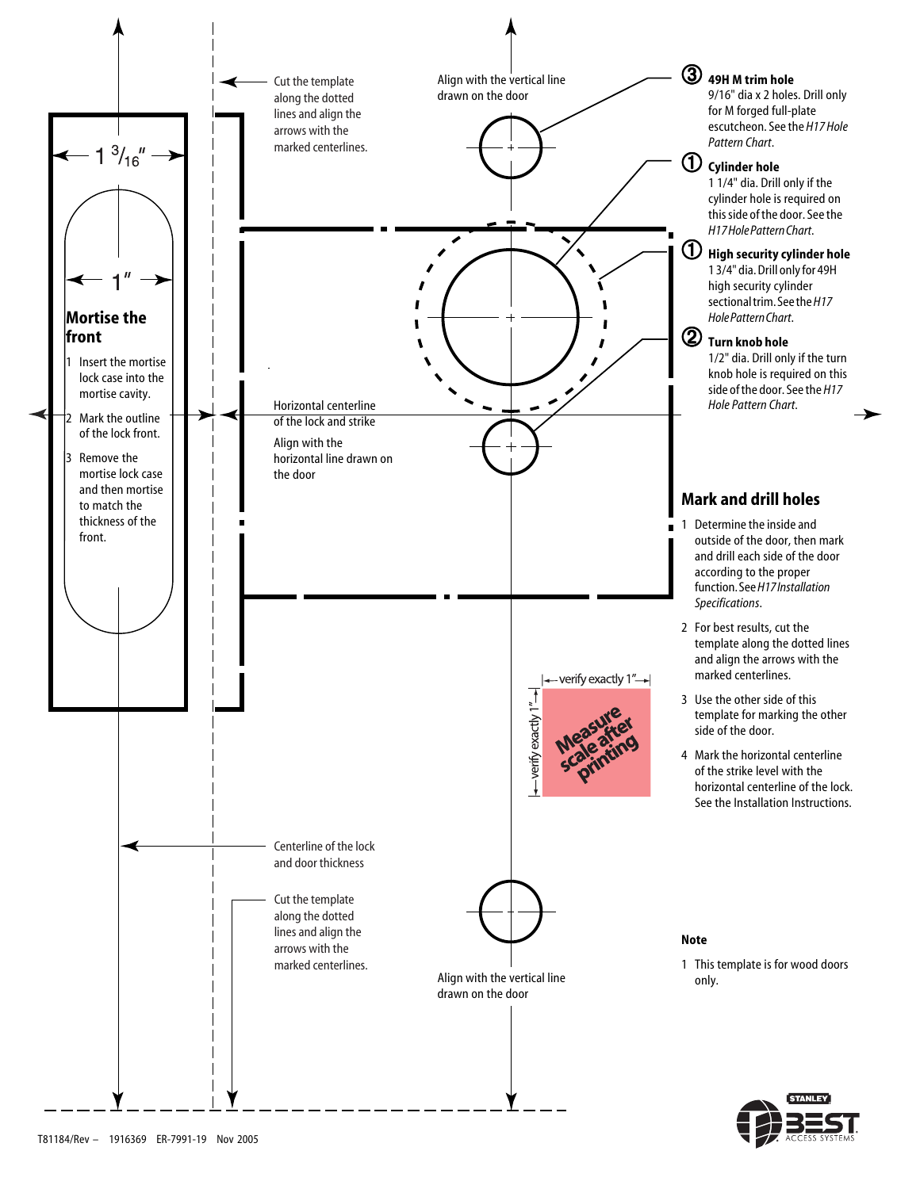1 $^{3}/_{16}$"

1"

## Mortise the front

1. Insert the mortise lock case into the mortise cavity.
2. Mark the outline of the lock front.
3. Remove the mortise lock case and then mortise to match the thickness of the front.

Cut the template along the dotted lines and align the arrows with the marked centerlines.

Align with the vertical line drawn on the door

Horizontal centerline of the lock and strike

Align with the horizontal line drawn on the door

Centerline of the lock and door thickness

Cut the template along the dotted lines and align the arrows with the marked centerlines.

Align with the vertical line drawn on the door

③ **49H M trim hole**
9/16" dia x 2 holes. Drill only for M forged full-plate escutcheon. See the *H17 Hole Pattern Chart*.

① **Cylinder hole**
1 1/4" dia. Drill only if the cylinder hole is required on this side of the door. See the *H17 Hole Pattern Chart*.

① **High security cylinder hole**
1 3/4" dia. Drill only for 49H high security cylinder sectional trim. See the *H17 Hole Pattern Chart*.

② **Turn knob hole**
1/2" dia. Drill only if the turn knob hole is required on this side of the door. See the *H17 Hole Pattern Chart*.

## Mark and drill holes

1. Determine the inside and outside of the door, then mark and drill each side of the door according to the proper function. See *H17 Installation Specifications*.
2. For best results, cut the template along the dotted lines and align the arrows with the marked centerlines.
3. Use the other side of this template for marking the other side of the door.
4. Mark the horizontal centerline of the strike level with the horizontal centerline of the lock. See the Installation Instructions.

verify exactly 1"

verify exactly 1"

Measure scale after printing

**Note**

1. This template is for wood doors only.

T81184/Rev – 1916369 ER-7991-19 Nov 2005

STANLEY BEST ACCESS SYSTEMS